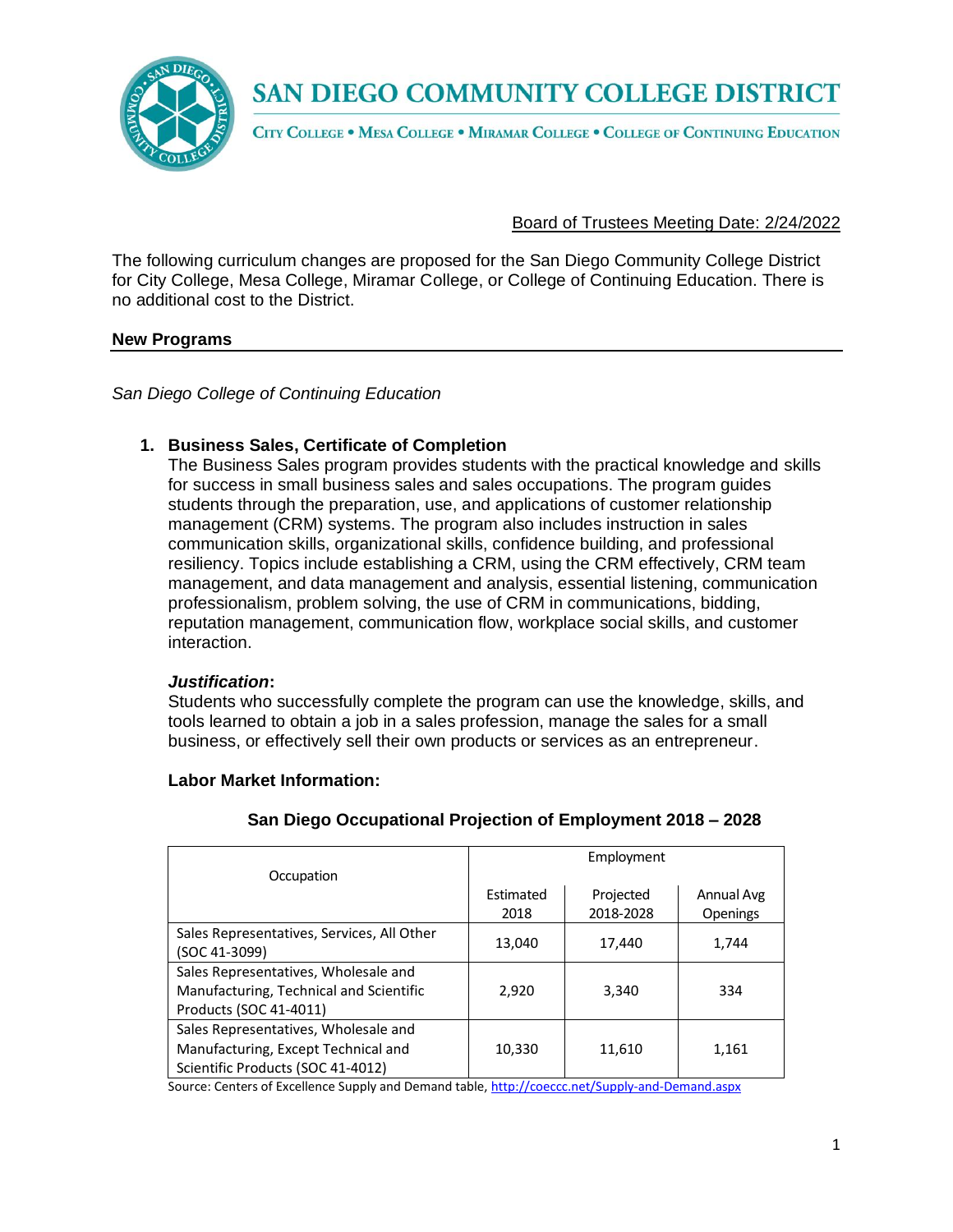# SAN DIEGO COMMUNITY COLLEGE DISTRICT

CITY COLLEGE • MESA COLLEGE • MIRAMAR COLLEGE • COLLEGE OF CONTINUING EDUCATION

Board of Trustees Meeting Date: 2/24/2022

The following curriculum changes are proposed for the San Diego Community College District for City College, Mesa College, Miramar College, or College of Continuing Education. There is no additional cost to the District.

## New Programs

*San Diego College of Continuing Education*

1. **Business Sales, Certificate of Completion**

   The Business Sales program provides students with the practical knowledge and skills for success in small business sales and sales occupations. The program guides students through the preparation, use, and applications of customer relationship management (CRM) systems. The program also includes instruction in sales communication skills, organizational skills, confidence building, and professional resiliency. Topics include establishing a CRM, using the CRM effectively, CRM team management, and data management and analysis, essential listening, communication professionalism, problem solving, the use of CRM in communications, bidding, reputation management, communication flow, workplace social skills, and customer interaction.

   ***Justification*:**

   Students who successfully complete the program can use the knowledge, skills, and tools learned to obtain a job in a sales profession, manage the sales for a small business, or effectively sell their own products or services as an entrepreneur.

   **Labor Market Information:**

   **San Diego Occupational Projection of Employment 2018 – 2028**

   | Occupation | Employment | | |
   |---|---|---|---|
   | | Estimated 2018 | Projected 2018-2028 | Annual Avg Openings |
   | Sales Representatives, Services, All Other (SOC 41-3099) | 13,040 | 17,440 | 1,744 |
   | Sales Representatives, Wholesale and Manufacturing, Technical and Scientific Products (SOC 41-4011) | 2,920 | 3,340 | 334 |
   | Sales Representatives, Wholesale and Manufacturing, Except Technical and Scientific Products (SOC 41-4012) | 10,330 | 11,610 | 1,161 |

   Source: Centers of Excellence Supply and Demand table, http://coeccc.net/Supply-and-Demand.aspx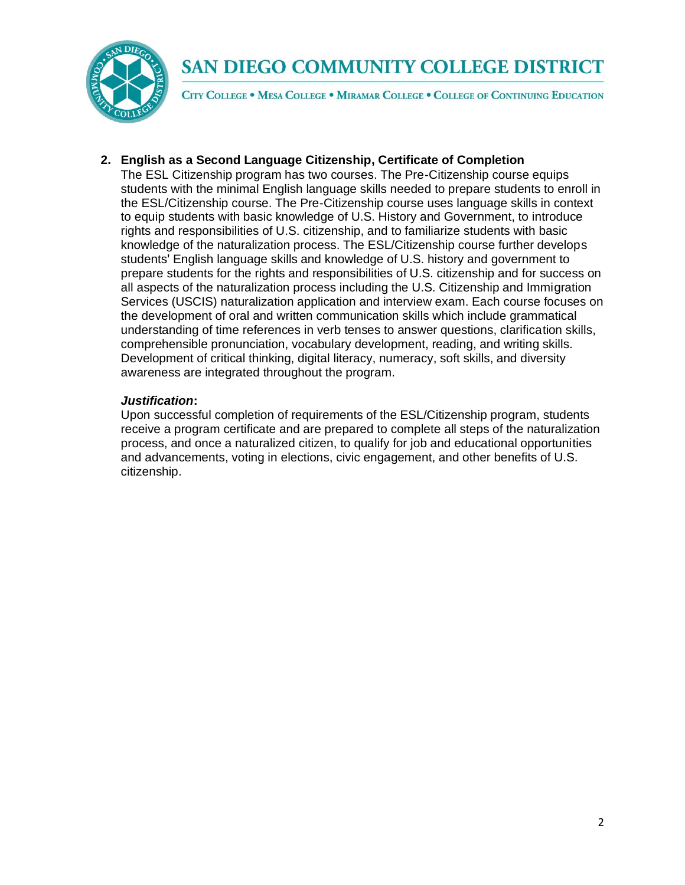2. **English as a Second Language Citizenship, Certificate of Completion**
   The ESL Citizenship program has two courses. The Pre-Citizenship course equips students with the minimal English language skills needed to prepare students to enroll in the ESL/Citizenship course. The Pre-Citizenship course uses language skills in context to equip students with basic knowledge of U.S. History and Government, to introduce rights and responsibilities of U.S. citizenship, and to familiarize students with basic knowledge of the naturalization process. The ESL/Citizenship course further develops students' English language skills and knowledge of U.S. history and government to prepare students for the rights and responsibilities of U.S. citizenship and for success on all aspects of the naturalization process including the U.S. Citizenship and Immigration Services (USCIS) naturalization application and interview exam. Each course focuses on the development of oral and written communication skills which include grammatical understanding of time references in verb tenses to answer questions, clarification skills, comprehensible pronunciation, vocabulary development, reading, and writing skills. Development of critical thinking, digital literacy, numeracy, soft skills, and diversity awareness are integrated throughout the program.

   ***Justification*:**
   Upon successful completion of requirements of the ESL/Citizenship program, students receive a program certificate and are prepared to complete all steps of the naturalization process, and once a naturalized citizen, to qualify for job and educational opportunities and advancements, voting in elections, civic engagement, and other benefits of U.S. citizenship.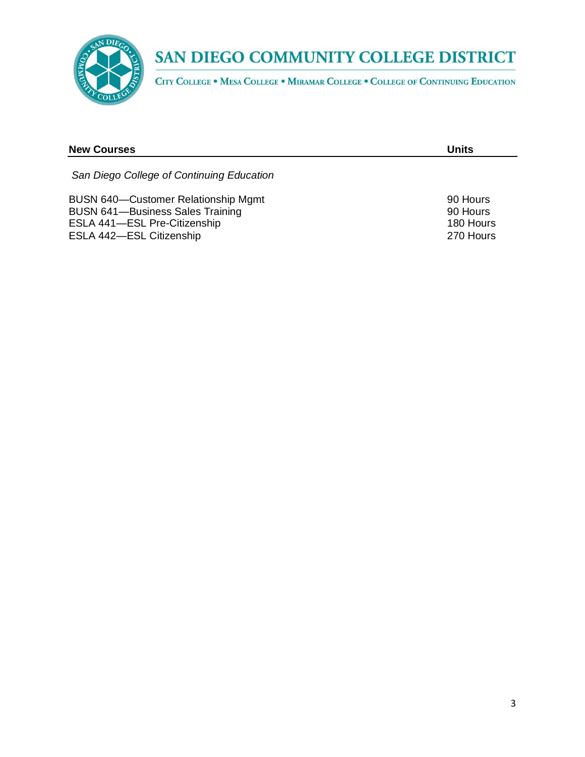| New Courses | Units |
| --- | --- |
| *San Diego College of Continuing Education* | |
| BUSN 640—Customer Relationship Mgmt | 90 Hours |
| BUSN 641—Business Sales Training | 90 Hours |
| ESLA 441—ESL Pre-Citizenship | 180 Hours |
| ESLA 442—ESL Citizenship | 270 Hours |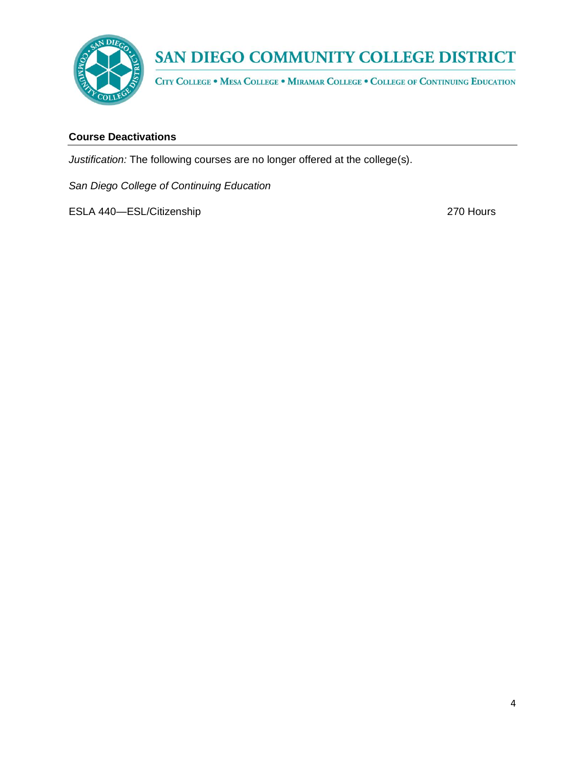**Course Deactivations**

*Justification:* The following courses are no longer offered at the college(s).

*San Diego College of Continuing Education*

ESLA 440—ESL/Citizenship 270 Hours